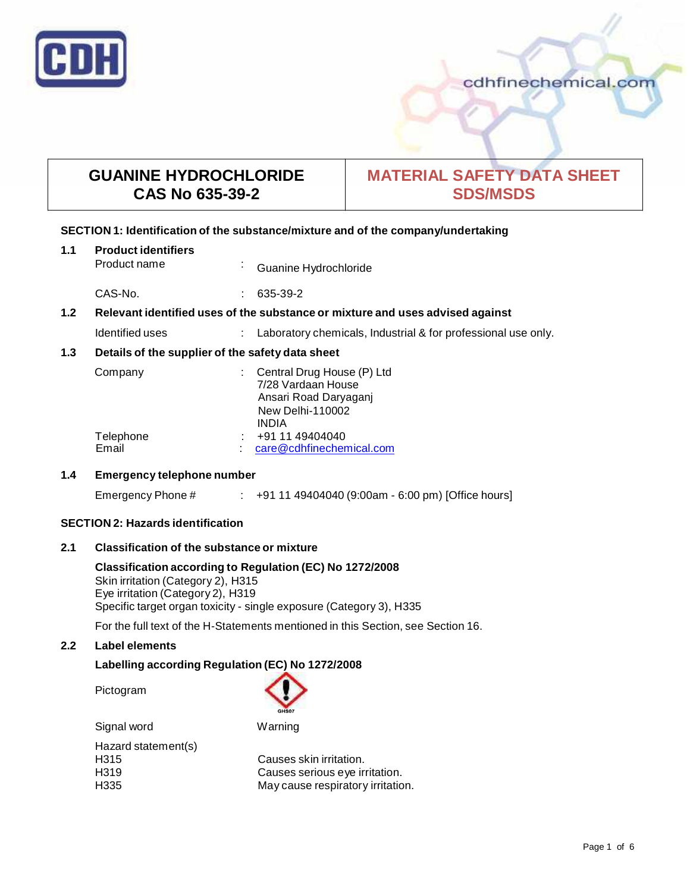| GUANINE HYDROCHLORIDE<br>CAS No 635-39-2 | MATERIAL SAFETY DATA SHEET<br>SDS/MSDS |
|---|---|

## SECTION 1: Identification of the substance/mixture and of the company/undertaking

### 1.1 Product identifiers

Product name : Guanine Hydrochloride

CAS-No. : 635-39-2

### 1.2 Relevant identified uses of the substance or mixture and uses advised against

Identified uses : Laboratory chemicals, Industrial & for professional use only.

### 1.3 Details of the supplier of the safety data sheet

Company : Central Drug House (P) Ltd
7/28 Vardaan House
Ansari Road Daryaganj
New Delhi-110002
INDIA

Telephone : +91 11 49404040
Email : care@cdhfinechemical.com

### 1.4 Emergency telephone number

Emergency Phone # : +91 11 49404040 (9:00am - 6:00 pm) [Office hours]

## SECTION 2: Hazards identification

### 2.1 Classification of the substance or mixture

**Classification according to Regulation (EC) No 1272/2008**
Skin irritation (Category 2), H315
Eye irritation (Category 2), H319
Specific target organ toxicity - single exposure (Category 3), H335

For the full text of the H-Statements mentioned in this Section, see Section 16.

### 2.2 Label elements

**Labelling according Regulation (EC) No 1272/2008**

Pictogram

GHS07

Signal word: Warning

Hazard statement(s)

H315 Causes skin irritation.
H319 Causes serious eye irritation.
H335 May cause respiratory irritation.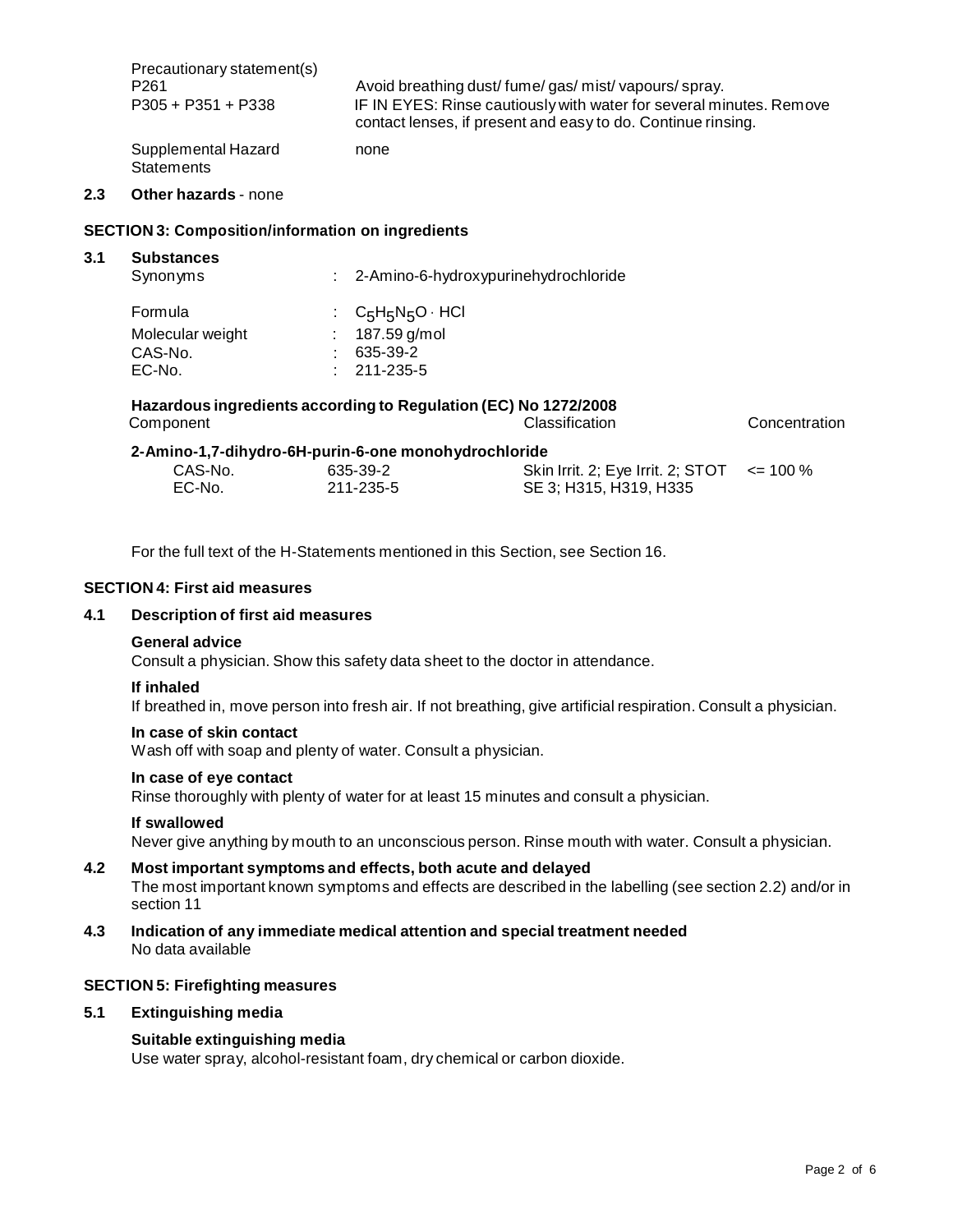Precautionary statement(s)

| | |
|---|---|
| P261 | Avoid breathing dust/ fume/ gas/ mist/ vapours/ spray. |
| P305 + P351 + P338 | IF IN EYES: Rinse cautiously with water for several minutes. Remove contact lenses, if present and easy to do. Continue rinsing. |

Supplemental Hazard Statements: none

## 2.3 Other hazards - none

## SECTION 3: Composition/information on ingredients

### 3.1 Substances

| | |
|---|---|
| Synonyms | : 2-Amino-6-hydroxypurinehydrochloride |
| Formula | : $C_5H_5N_5O \cdot HCl$ |
| Molecular weight | : 187.59 g/mol |
| CAS-No. | : 635-39-2 |
| EC-No. | : 211-235-5 |

**Hazardous ingredients according to Regulation (EC) No 1272/2008**

| Component | | Classification | Concentration |
|---|---|---|---|
| **2-Amino-1,7-dihydro-6H-purin-6-one monohydrochloride** | | | |
| CAS-No. | 635-39-2 | Skin Irrit. 2; Eye Irrit. 2; STOT SE 3; H315, H319, H335 | <= 100 % |
| EC-No. | 211-235-5 | | |

For the full text of the H-Statements mentioned in this Section, see Section 16.

## SECTION 4: First aid measures

### 4.1 Description of first aid measures

**General advice**
Consult a physician. Show this safety data sheet to the doctor in attendance.

**If inhaled**
If breathed in, move person into fresh air. If not breathing, give artificial respiration. Consult a physician.

**In case of skin contact**
Wash off with soap and plenty of water. Consult a physician.

**In case of eye contact**
Rinse thoroughly with plenty of water for at least 15 minutes and consult a physician.

**If swallowed**
Never give anything by mouth to an unconscious person. Rinse mouth with water. Consult a physician.

### 4.2 Most important symptoms and effects, both acute and delayed

The most important known symptoms and effects are described in the labelling (see section 2.2) and/or in section 11

### 4.3 Indication of any immediate medical attention and special treatment needed

No data available

## SECTION 5: Firefighting measures

### 5.1 Extinguishing media

**Suitable extinguishing media**
Use water spray, alcohol-resistant foam, dry chemical or carbon dioxide.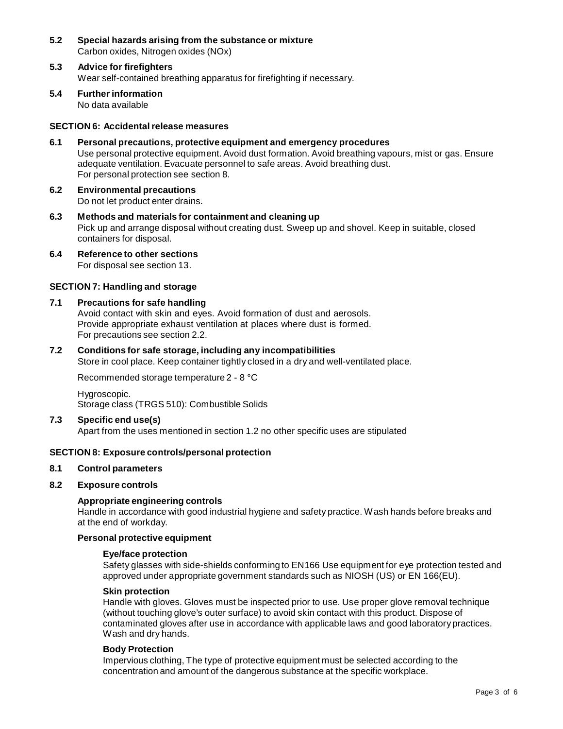### 5.2 Special hazards arising from the substance or mixture

Carbon oxides, Nitrogen oxides (NOx)

### 5.3 Advice for firefighters

Wear self-contained breathing apparatus for firefighting if necessary.

### 5.4 Further information

No data available

## SECTION 6: Accidental release measures

### 6.1 Personal precautions, protective equipment and emergency procedures

Use personal protective equipment. Avoid dust formation. Avoid breathing vapours, mist or gas. Ensure adequate ventilation. Evacuate personnel to safe areas. Avoid breathing dust.
For personal protection see section 8.

### 6.2 Environmental precautions

Do not let product enter drains.

### 6.3 Methods and materials for containment and cleaning up

Pick up and arrange disposal without creating dust. Sweep up and shovel. Keep in suitable, closed containers for disposal.

### 6.4 Reference to other sections

For disposal see section 13.

## SECTION 7: Handling and storage

### 7.1 Precautions for safe handling

Avoid contact with skin and eyes. Avoid formation of dust and aerosols.
Provide appropriate exhaust ventilation at places where dust is formed.
For precautions see section 2.2.

### 7.2 Conditions for safe storage, including any incompatibilities

Store in cool place. Keep container tightly closed in a dry and well-ventilated place.

Recommended storage temperature 2 - 8 °C

Hygroscopic.
Storage class (TRGS 510): Combustible Solids

### 7.3 Specific end use(s)

Apart from the uses mentioned in section 1.2 no other specific uses are stipulated

## SECTION 8: Exposure controls/personal protection

### 8.1 Control parameters

### 8.2 Exposure controls

**Appropriate engineering controls**

Handle in accordance with good industrial hygiene and safety practice. Wash hands before breaks and at the end of workday.

**Personal protective equipment**

**Eye/face protection**

Safety glasses with side-shields conforming to EN166 Use equipment for eye protection tested and approved under appropriate government standards such as NIOSH (US) or EN 166(EU).

**Skin protection**

Handle with gloves. Gloves must be inspected prior to use. Use proper glove removal technique (without touching glove's outer surface) to avoid skin contact with this product. Dispose of contaminated gloves after use in accordance with applicable laws and good laboratory practices. Wash and dry hands.

**Body Protection**

Impervious clothing, The type of protective equipment must be selected according to the concentration and amount of the dangerous substance at the specific workplace.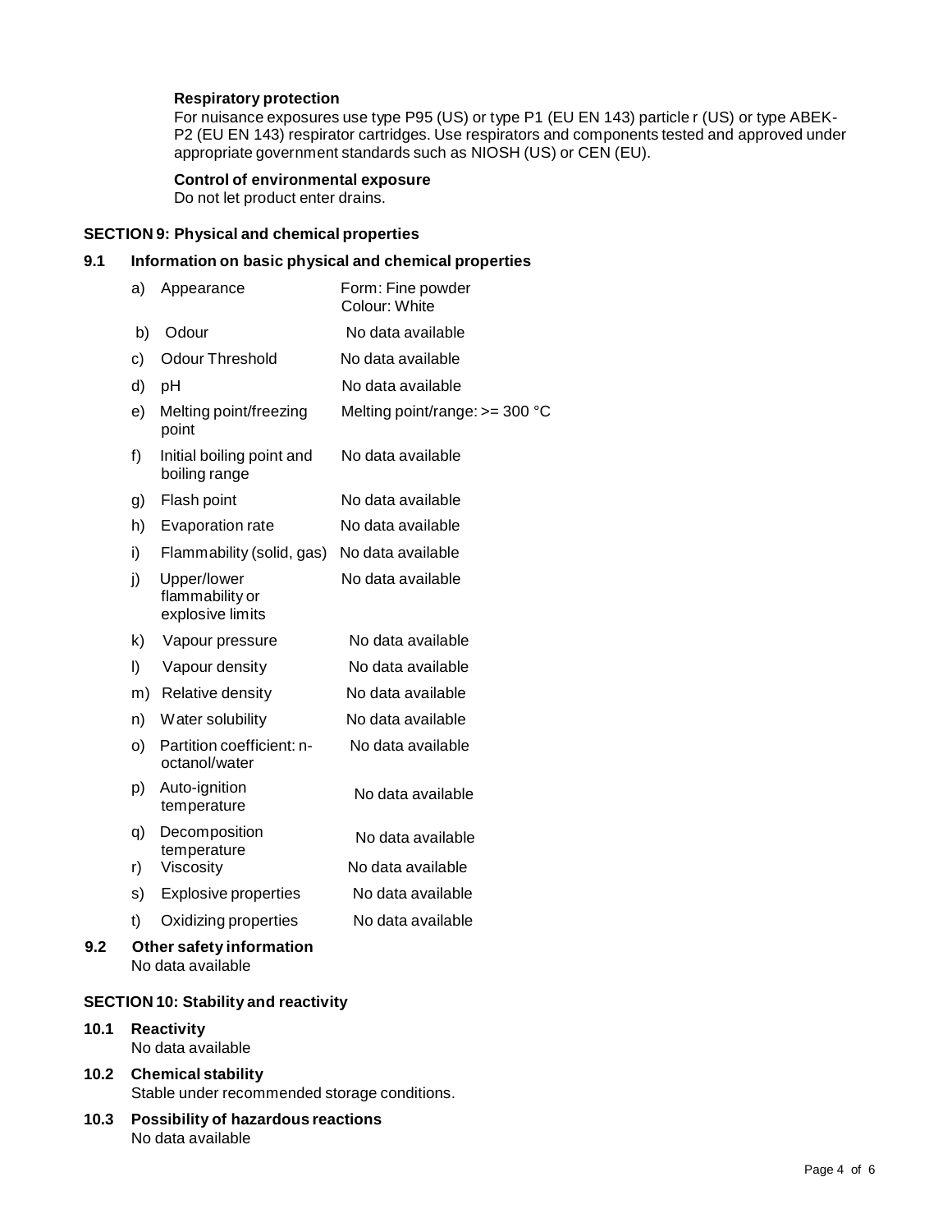**Respiratory protection**

For nuisance exposures use type P95 (US) or type P1 (EU EN 143) particle r (US) or type ABEK-P2 (EU EN 143) respirator cartridges. Use respirators and components tested and approved under appropriate government standards such as NIOSH (US) or CEN (EU).

**Control of environmental exposure**

Do not let product enter drains.

## SECTION 9: Physical and chemical properties

### 9.1 Information on basic physical and chemical properties

| | | |
|---|---|---|
| a) | Appearance | Form: Fine powder<br>Colour: White |
| b) | Odour | No data available |
| c) | Odour Threshold | No data available |
| d) | pH | No data available |
| e) | Melting point/freezing point | Melting point/range: >= 300 °C |
| f) | Initial boiling point and boiling range | No data available |
| g) | Flash point | No data available |
| h) | Evaporation rate | No data available |
| i) | Flammability (solid, gas) | No data available |
| j) | Upper/lower flammability or explosive limits | No data available |
| k) | Vapour pressure | No data available |
| l) | Vapour density | No data available |
| m) | Relative density | No data available |
| n) | Water solubility | No data available |
| o) | Partition coefficient: n-octanol/water | No data available |
| p) | Auto-ignition temperature | No data available |
| q) | Decomposition temperature | No data available |
| r) | Viscosity | No data available |
| s) | Explosive properties | No data available |
| t) | Oxidizing properties | No data available |

### 9.2 Other safety information

No data available

## SECTION 10: Stability and reactivity

### 10.1 Reactivity

No data available

### 10.2 Chemical stability

Stable under recommended storage conditions.

### 10.3 Possibility of hazardous reactions

No data available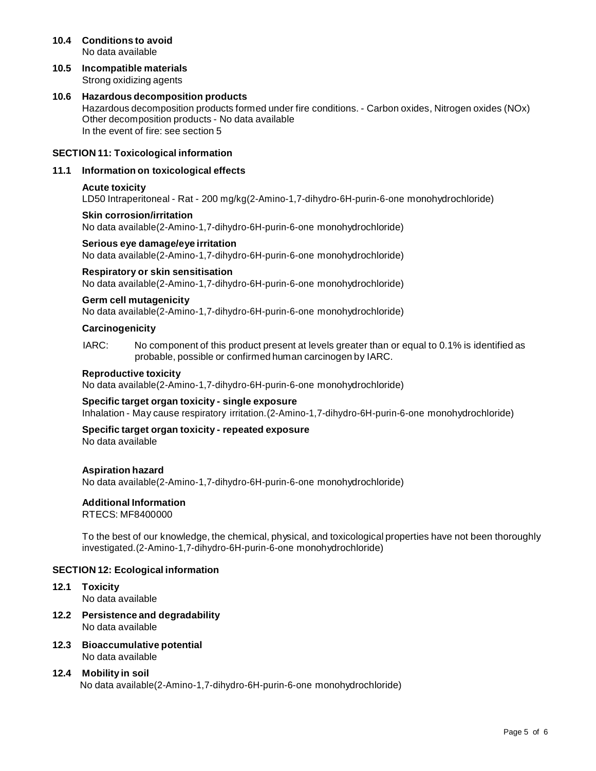### 10.4 Conditions to avoid

No data available

### 10.5 Incompatible materials

Strong oxidizing agents

### 10.6 Hazardous decomposition products

Hazardous decomposition products formed under fire conditions. - Carbon oxides, Nitrogen oxides (NOx)
Other decomposition products - No data available
In the event of fire: see section 5

## SECTION 11: Toxicological information

### 11.1 Information on toxicological effects

**Acute toxicity**
LD50 Intraperitoneal - Rat - 200 mg/kg(2-Amino-1,7-dihydro-6H-purin-6-one monohydrochloride)

**Skin corrosion/irritation**
No data available(2-Amino-1,7-dihydro-6H-purin-6-one monohydrochloride)

**Serious eye damage/eye irritation**
No data available(2-Amino-1,7-dihydro-6H-purin-6-one monohydrochloride)

**Respiratory or skin sensitisation**
No data available(2-Amino-1,7-dihydro-6H-purin-6-one monohydrochloride)

**Germ cell mutagenicity**
No data available(2-Amino-1,7-dihydro-6H-purin-6-one monohydrochloride)

**Carcinogenicity**

IARC: No component of this product present at levels greater than or equal to 0.1% is identified as probable, possible or confirmed human carcinogen by IARC.

**Reproductive toxicity**
No data available(2-Amino-1,7-dihydro-6H-purin-6-one monohydrochloride)

**Specific target organ toxicity - single exposure**
Inhalation - May cause respiratory irritation.(2-Amino-1,7-dihydro-6H-purin-6-one monohydrochloride)

**Specific target organ toxicity - repeated exposure**
No data available

**Aspiration hazard**
No data available(2-Amino-1,7-dihydro-6H-purin-6-one monohydrochloride)

**Additional Information**
RTECS: MF8400000

To the best of our knowledge, the chemical, physical, and toxicological properties have not been thoroughly investigated.(2-Amino-1,7-dihydro-6H-purin-6-one monohydrochloride)

## SECTION 12: Ecological information

### 12.1 Toxicity

No data available

### 12.2 Persistence and degradability

No data available

### 12.3 Bioaccumulative potential

No data available

### 12.4 Mobility in soil

No data available(2-Amino-1,7-dihydro-6H-purin-6-one monohydrochloride)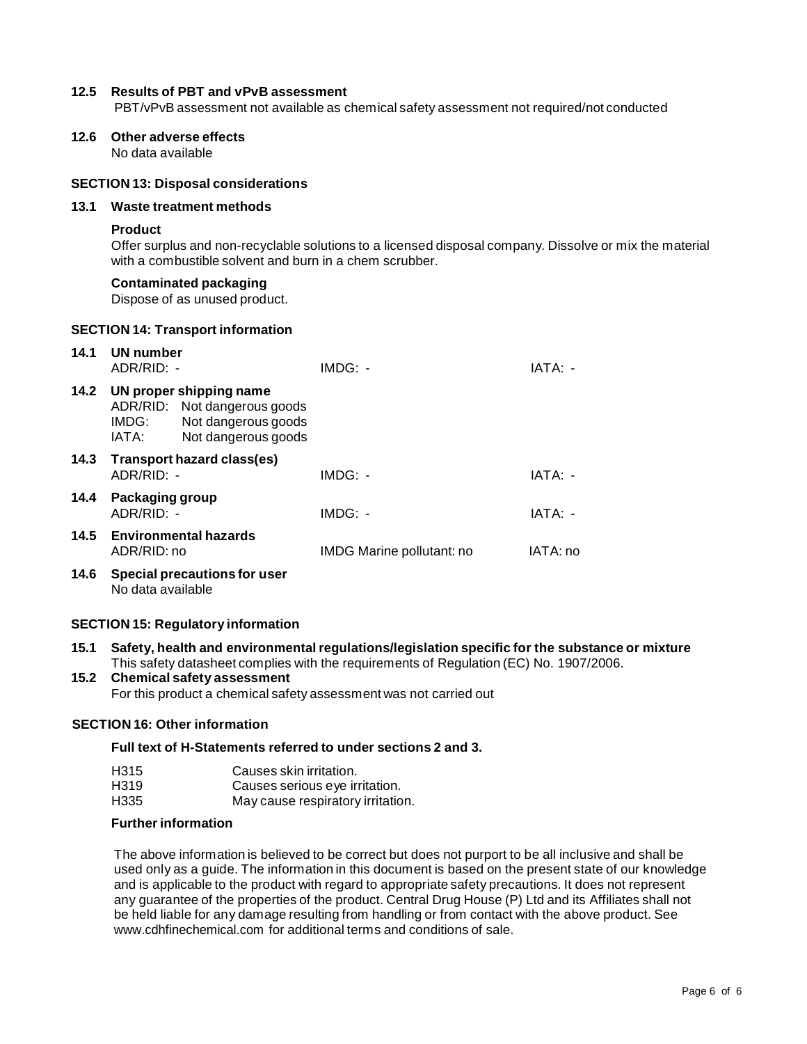### 12.5 Results of PBT and vPvB assessment

PBT/vPvB assessment not available as chemical safety assessment not required/not conducted

### 12.6 Other adverse effects

No data available

## SECTION 13: Disposal considerations

### 13.1 Waste treatment methods

**Product**

Offer surplus and non-recyclable solutions to a licensed disposal company. Dissolve or mix the material with a combustible solvent and burn in a chem scrubber.

**Contaminated packaging**

Dispose of as unused product.

## SECTION 14: Transport information

### 14.1 UN number

| | | |
|---|---|---|
| ADR/RID: - | IMDG: - | IATA: - |

### 14.2 UN proper shipping name

| | |
|---|---|
| ADR/RID: | Not dangerous goods |
| IMDG: | Not dangerous goods |
| IATA: | Not dangerous goods |

### 14.3 Transport hazard class(es)

| | | |
|---|---|---|
| ADR/RID: - | IMDG: - | IATA: - |

### 14.4 Packaging group

| | | |
|---|---|---|
| ADR/RID: - | IMDG: - | IATA: - |

### 14.5 Environmental hazards

| | | |
|---|---|---|
| ADR/RID: no | IMDG Marine pollutant: no | IATA: no |

### 14.6 Special precautions for user

No data available

## SECTION 15: Regulatory information

### 15.1 Safety, health and environmental regulations/legislation specific for the substance or mixture

This safety datasheet complies with the requirements of Regulation (EC) No. 1907/2006.

### 15.2 Chemical safety assessment

For this product a chemical safety assessment was not carried out

## SECTION 16: Other information

**Full text of H-Statements referred to under sections 2 and 3.**

| | |
|---|---|
| H315 | Causes skin irritation. |
| H319 | Causes serious eye irritation. |
| H335 | May cause respiratory irritation. |

**Further information**

The above information is believed to be correct but does not purport to be all inclusive and shall be used only as a guide. The information in this document is based on the present state of our knowledge and is applicable to the product with regard to appropriate safety precautions. It does not represent any guarantee of the properties of the product. Central Drug House (P) Ltd and its Affiliates shall not be held liable for any damage resulting from handling or from contact with the above product. See www.cdhfinechemical.com for additional terms and conditions of sale.